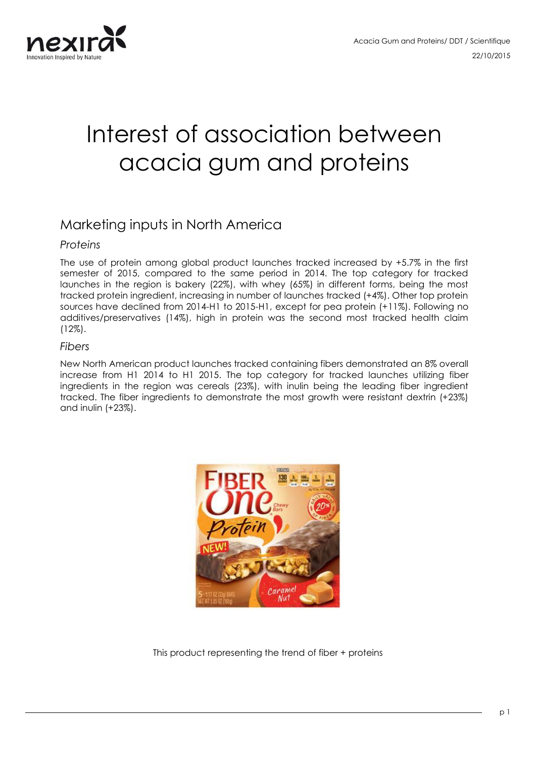# Interest of association between acacia gum and proteins

## Marketing inputs in North America

### *Proteins*

The use of protein among global product launches tracked increased by +5.7% in the first semester of 2015, compared to the same period in 2014. The top category for tracked launches in the region is bakery (22%), with whey (65%) in different forms, being the most tracked protein ingredient, increasing in number of launches tracked (+4%). Other top protein sources have declined from 2014-H1 to 2015-H1, except for pea protein (+11%). Following no additives/preservatives (14%), high in protein was the second most tracked health claim (12%).

### *Fibers*

New North American product launches tracked containing fibers demonstrated an 8% overall increase from H1 2014 to H1 2015. The top category for tracked launches utilizing fiber ingredients in the region was cereals (23%), with inulin being the leading fiber ingredient tracked. The fiber ingredients to demonstrate the most growth were resistant dextrin (+23%) and inulin (+23%).

This product representing the trend of fiber + proteins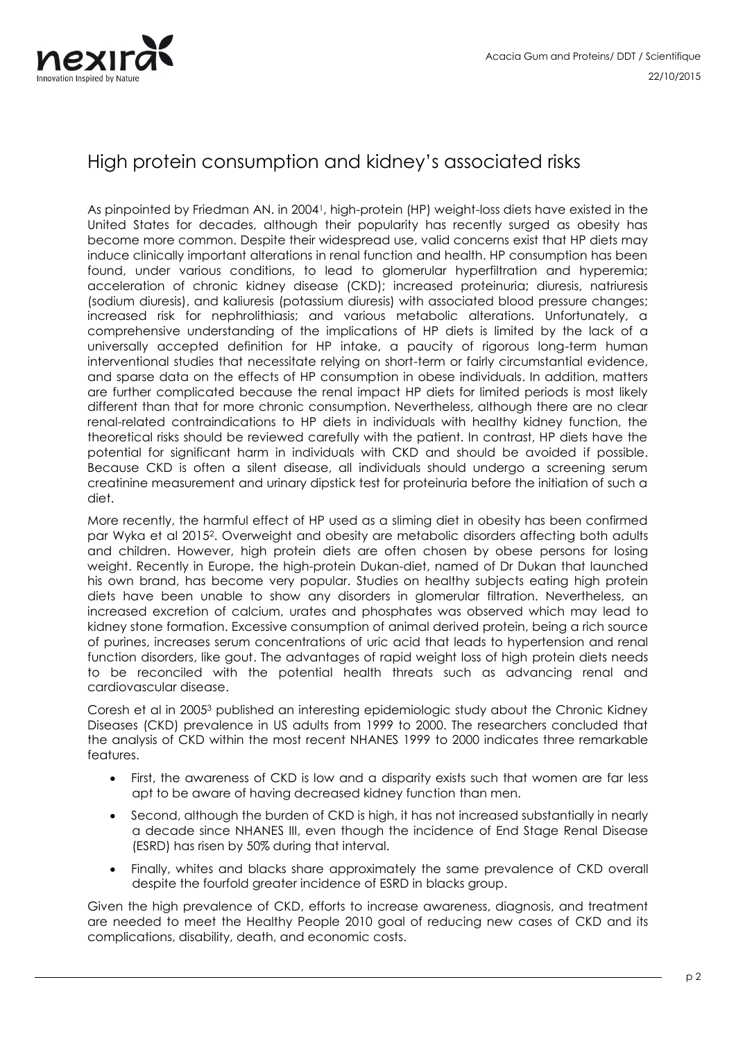# High protein consumption and kidney's associated risks

As pinpointed by Friedman AN. in 2004[1], high-protein (HP) weight-loss diets have existed in the United States for decades, although their popularity has recently surged as obesity has become more common. Despite their widespread use, valid concerns exist that HP diets may induce clinically important alterations in renal function and health. HP consumption has been found, under various conditions, to lead to glomerular hyperfiltration and hyperemia; acceleration of chronic kidney disease (CKD); increased proteinuria; diuresis, natriuresis (sodium diuresis), and kaliuresis (potassium diuresis) with associated blood pressure changes; increased risk for nephrolithiasis; and various metabolic alterations. Unfortunately, a comprehensive understanding of the implications of HP diets is limited by the lack of a universally accepted definition for HP intake, a paucity of rigorous long-term human interventional studies that necessitate relying on short-term or fairly circumstantial evidence, and sparse data on the effects of HP consumption in obese individuals. In addition, matters are further complicated because the renal impact HP diets for limited periods is most likely different than that for more chronic consumption. Nevertheless, although there are no clear renal-related contraindications to HP diets in individuals with healthy kidney function, the theoretical risks should be reviewed carefully with the patient. In contrast, HP diets have the potential for significant harm in individuals with CKD and should be avoided if possible. Because CKD is often a silent disease, all individuals should undergo a screening serum creatinine measurement and urinary dipstick test for proteinuria before the initiation of such a diet.

More recently, the harmful effect of HP used as a sliming diet in obesity has been confirmed par Wyka et al 2015[2]. Overweight and obesity are metabolic disorders affecting both adults and children. However, high protein diets are often chosen by obese persons for losing weight. Recently in Europe, the high-protein Dukan-diet, named of Dr Dukan that launched his own brand, has become very popular. Studies on healthy subjects eating high protein diets have been unable to show any disorders in glomerular filtration. Nevertheless, an increased excretion of calcium, urates and phosphates was observed which may lead to kidney stone formation. Excessive consumption of animal derived protein, being a rich source of purines, increases serum concentrations of uric acid that leads to hypertension and renal function disorders, like gout. The advantages of rapid weight loss of high protein diets needs to be reconciled with the potential health threats such as advancing renal and cardiovascular disease.

Coresh et al in 2005[3] published an interesting epidemiologic study about the Chronic Kidney Diseases (CKD) prevalence in US adults from 1999 to 2000. The researchers concluded that the analysis of CKD within the most recent NHANES 1999 to 2000 indicates three remarkable features.

- First, the awareness of CKD is low and a disparity exists such that women are far less apt to be aware of having decreased kidney function than men.
- Second, although the burden of CKD is high, it has not increased substantially in nearly a decade since NHANES III, even though the incidence of End Stage Renal Disease (ESRD) has risen by 50% during that interval.
- Finally, whites and blacks share approximately the same prevalence of CKD overall despite the fourfold greater incidence of ESRD in blacks group.

Given the high prevalence of CKD, efforts to increase awareness, diagnosis, and treatment are needed to meet the Healthy People 2010 goal of reducing new cases of CKD and its complications, disability, death, and economic costs.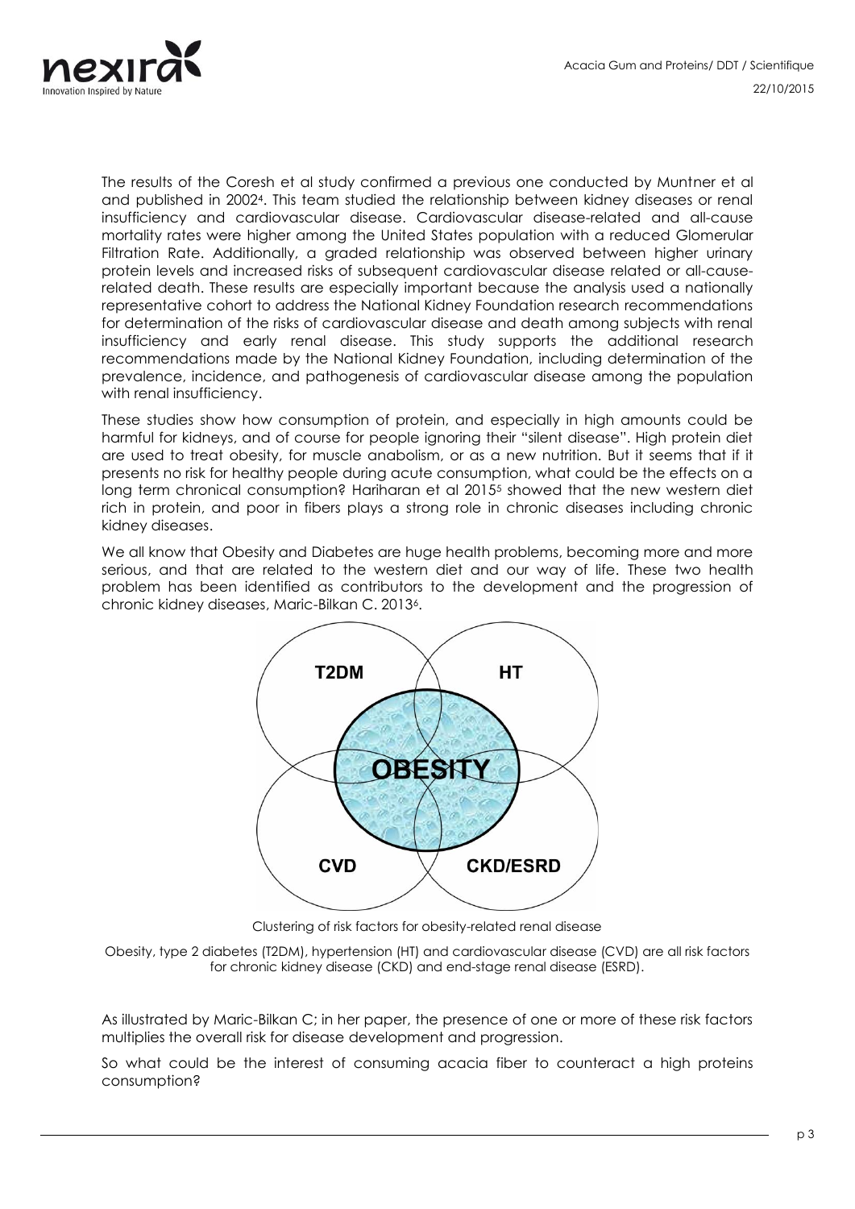The results of the Coresh et al study confirmed a previous one conducted by Muntner et al and published in 2002[4]. This team studied the relationship between kidney diseases or renal insufficiency and cardiovascular disease. Cardiovascular disease-related and all-cause mortality rates were higher among the United States population with a reduced Glomerular Filtration Rate. Additionally, a graded relationship was observed between higher urinary protein levels and increased risks of subsequent cardiovascular disease related or all-cause-related death. These results are especially important because the analysis used a nationally representative cohort to address the National Kidney Foundation research recommendations for determination of the risks of cardiovascular disease and death among subjects with renal insufficiency and early renal disease. This study supports the additional research recommendations made by the National Kidney Foundation, including determination of the prevalence, incidence, and pathogenesis of cardiovascular disease among the population with renal insufficiency.

These studies show how consumption of protein, and especially in high amounts could be harmful for kidneys, and of course for people ignoring their "silent disease". High protein diet are used to treat obesity, for muscle anabolism, or as a new nutrition. But it seems that if it presents no risk for healthy people during acute consumption, what could be the effects on a long term chronical consumption? Hariharan et al 2015[5] showed that the new western diet rich in protein, and poor in fibers plays a strong role in chronic diseases including chronic kidney diseases.

We all know that Obesity and Diabetes are huge health problems, becoming more and more serious, and that are related to the western diet and our way of life. These two health problem has been identified as contributors to the development and the progression of chronic kidney diseases, Maric-Bilkan C. 2013[6].

Clustering of risk factors for obesity-related renal disease

Obesity, type 2 diabetes (T2DM), hypertension (HT) and cardiovascular disease (CVD) are all risk factors for chronic kidney disease (CKD) and end-stage renal disease (ESRD).

As illustrated by Maric-Bilkan C; in her paper, the presence of one or more of these risk factors multiplies the overall risk for disease development and progression.

So what could be the interest of consuming acacia fiber to counteract a high proteins consumption?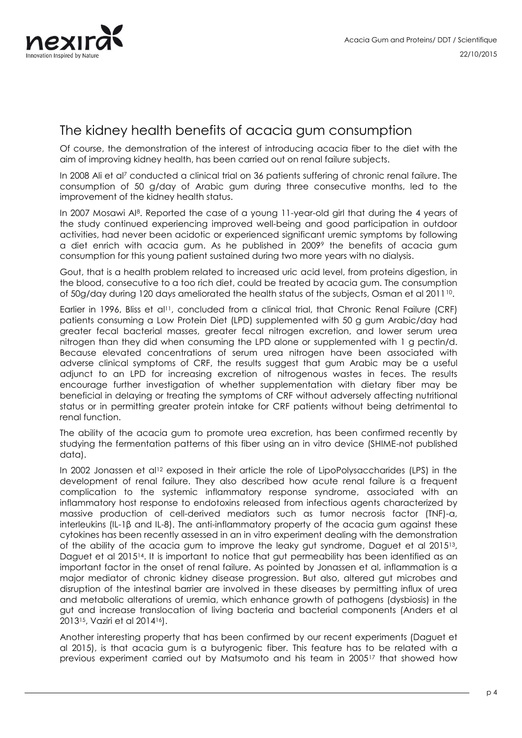## The kidney health benefits of acacia gum consumption

Of course, the demonstration of the interest of introducing acacia fiber to the diet with the aim of improving kidney health, has been carried out on renal failure subjects.

In 2008 Ali et al[7] conducted a clinical trial on 36 patients suffering of chronic renal failure. The consumption of 50 g/day of Arabic gum during three consecutive months, led to the improvement of the kidney health status.

In 2007 Mosawi Al[8]. Reported the case of a young 11-year-old girl that during the 4 years of the study continued experiencing improved well-being and good participation in outdoor activities, had never been acidotic or experienced significant uremic symptoms by following a diet enrich with acacia gum. As he published in 2009[9] the benefits of acacia gum consumption for this young patient sustained during two more years with no dialysis.

Gout, that is a health problem related to increased uric acid level, from proteins digestion, in the blood, consecutive to a too rich diet, could be treated by acacia gum. The consumption of 50g/day during 120 days ameliorated the health status of the subjects, Osman et al 2011[10].

Earlier in 1996, Bliss et al[11], concluded from a clinical trial, that Chronic Renal Failure (CRF) patients consuming a Low Protein Diet (LPD) supplemented with 50 g gum Arabic/day had greater fecal bacterial masses, greater fecal nitrogen excretion, and lower serum urea nitrogen than they did when consuming the LPD alone or supplemented with 1 g pectin/d. Because elevated concentrations of serum urea nitrogen have been associated with adverse clinical symptoms of CRF, the results suggest that gum Arabic may be a useful adjunct to an LPD for increasing excretion of nitrogenous wastes in feces. The results encourage further investigation of whether supplementation with dietary fiber may be beneficial in delaying or treating the symptoms of CRF without adversely affecting nutritional status or in permitting greater protein intake for CRF patients without being detrimental to renal function.

The ability of the acacia gum to promote urea excretion, has been confirmed recently by studying the fermentation patterns of this fiber using an in vitro device (SHIME-not published data).

In 2002 Jonassen et al[12] exposed in their article the role of LipoPolysaccharides (LPS) in the development of renal failure. They also described how acute renal failure is a frequent complication to the systemic inflammatory response syndrome, associated with an inflammatory host response to endotoxins released from infectious agents characterized by massive production of cell-derived mediators such as tumor necrosis factor (TNF)-α, interleukins (IL-1β and IL-8). The anti-inflammatory property of the acacia gum against these cytokines has been recently assessed in an in vitro experiment dealing with the demonstration of the ability of the acacia gum to improve the leaky gut syndrome, Daguet et al 2015[13], Daguet et al 2015[14]. It is important to notice that gut permeability has been identified as an important factor in the onset of renal failure. As pointed by Jonassen et al, inflammation is a major mediator of chronic kidney disease progression. But also, altered gut microbes and disruption of the intestinal barrier are involved in these diseases by permitting influx of urea and metabolic alterations of uremia, which enhance growth of pathogens (dysbiosis) in the gut and increase translocation of living bacteria and bacterial components (Anders et al 2013[15], Vaziri et al 2014[16]).

Another interesting property that has been confirmed by our recent experiments (Daguet et al 2015), is that acacia gum is a butyrogenic fiber. This feature has to be related with a previous experiment carried out by Matsumoto and his team in 2005[17] that showed how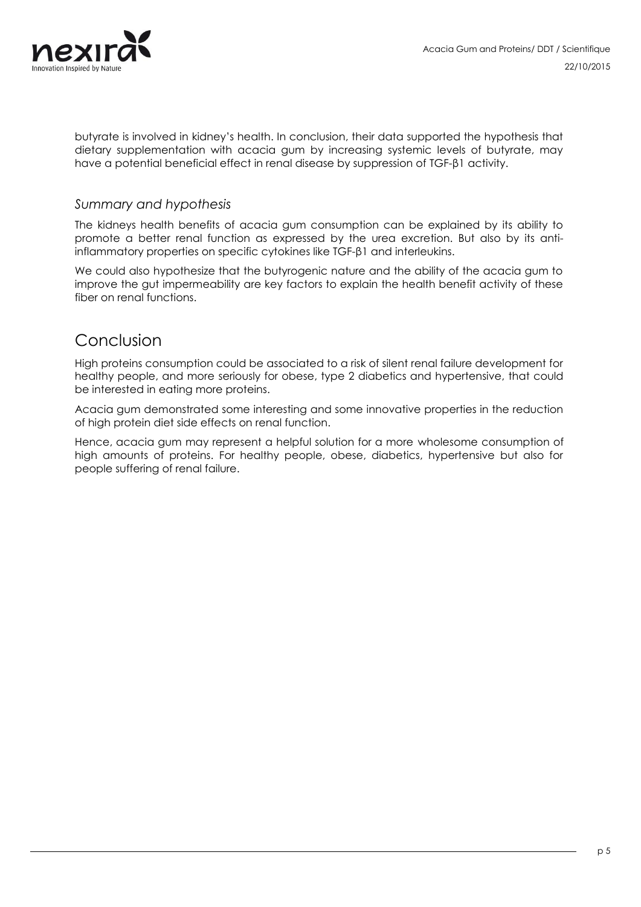butyrate is involved in kidney's health. In conclusion, their data supported the hypothesis that dietary supplementation with acacia gum by increasing systemic levels of butyrate, may have a potential beneficial effect in renal disease by suppression of TGF-β1 activity.

### *Summary and hypothesis*

The kidneys health benefits of acacia gum consumption can be explained by its ability to promote a better renal function as expressed by the urea excretion. But also by its anti-inflammatory properties on specific cytokines like TGF-β1 and interleukins.

We could also hypothesize that the butyrogenic nature and the ability of the acacia gum to improve the gut impermeability are key factors to explain the health benefit activity of these fiber on renal functions.

## Conclusion

High proteins consumption could be associated to a risk of silent renal failure development for healthy people, and more seriously for obese, type 2 diabetics and hypertensive, that could be interested in eating more proteins.

Acacia gum demonstrated some interesting and some innovative properties in the reduction of high protein diet side effects on renal function.

Hence, acacia gum may represent a helpful solution for a more wholesome consumption of high amounts of proteins. For healthy people, obese, diabetics, hypertensive but also for people suffering of renal failure.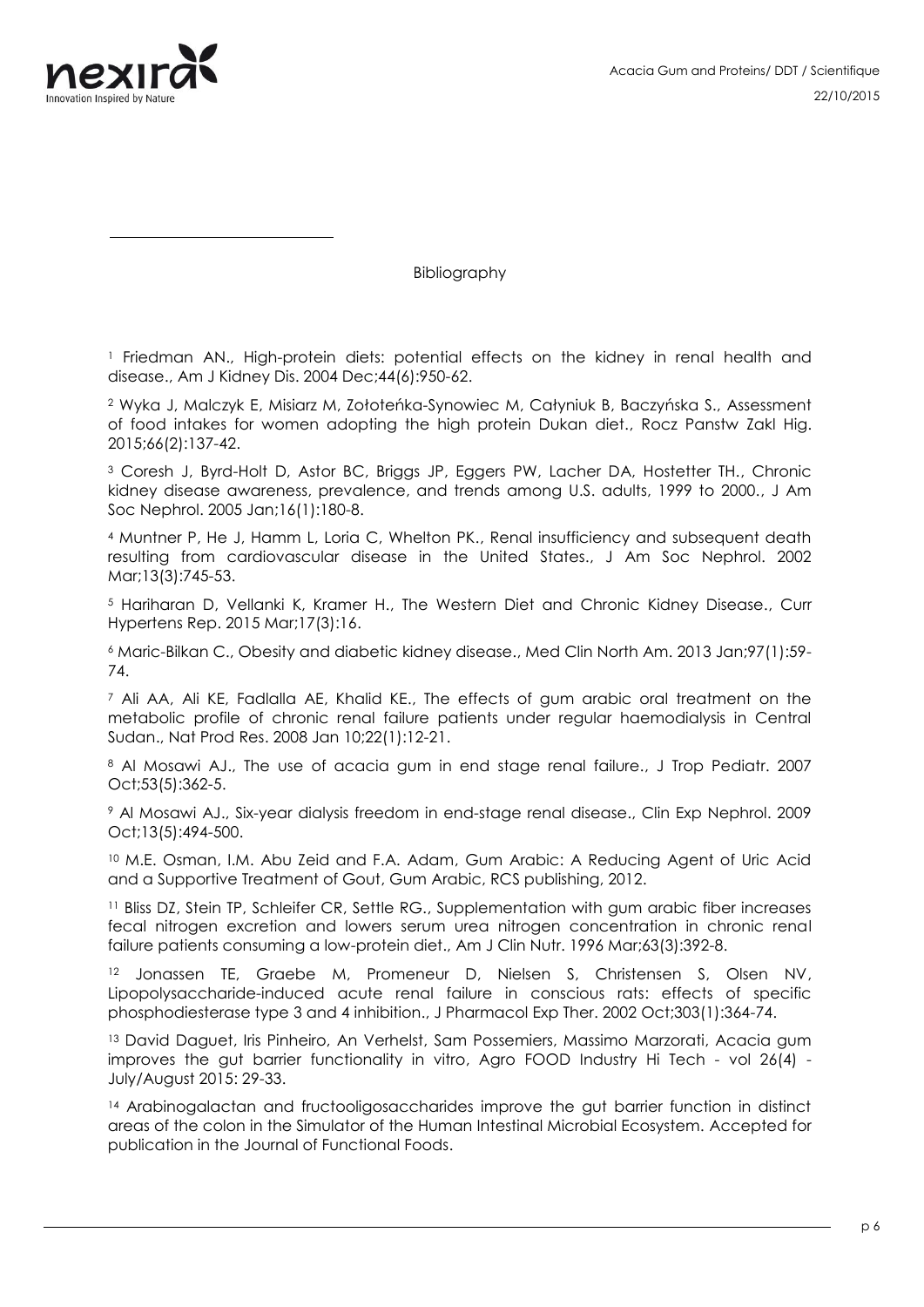# Bibliography

[1] Friedman AN., High-protein diets: potential effects on the kidney in renal health and disease., Am J Kidney Dis. 2004 Dec;44(6):950-62.

[2] Wyka J, Malczyk E, Misiarz M, Zołoteńka-Synowiec M, Całyniuk B, Baczyńska S., Assessment of food intakes for women adopting the high protein Dukan diet., Rocz Panstw Zakl Hig. 2015;66(2):137-42.

[3] Coresh J, Byrd-Holt D, Astor BC, Briggs JP, Eggers PW, Lacher DA, Hostetter TH., Chronic kidney disease awareness, prevalence, and trends among U.S. adults, 1999 to 2000., J Am Soc Nephrol. 2005 Jan;16(1):180-8.

[4] Muntner P, He J, Hamm L, Loria C, Whelton PK., Renal insufficiency and subsequent death resulting from cardiovascular disease in the United States., J Am Soc Nephrol. 2002 Mar;13(3):745-53.

[5] Hariharan D, Vellanki K, Kramer H., The Western Diet and Chronic Kidney Disease., Curr Hypertens Rep. 2015 Mar;17(3):16.

[6] Maric-Bilkan C., Obesity and diabetic kidney disease., Med Clin North Am. 2013 Jan;97(1):59-74.

[7] Ali AA, Ali KE, Fadlalla AE, Khalid KE., The effects of gum arabic oral treatment on the metabolic profile of chronic renal failure patients under regular haemodialysis in Central Sudan., Nat Prod Res. 2008 Jan 10;22(1):12-21.

[8] Al Mosawi AJ., The use of acacia gum in end stage renal failure., J Trop Pediatr. 2007 Oct;53(5):362-5.

[9] Al Mosawi AJ., Six-year dialysis freedom in end-stage renal disease., Clin Exp Nephrol. 2009 Oct;13(5):494-500.

[10] M.E. Osman, I.M. Abu Zeid and F.A. Adam, Gum Arabic: A Reducing Agent of Uric Acid and a Supportive Treatment of Gout, Gum Arabic, RCS publishing, 2012.

[11] Bliss DZ, Stein TP, Schleifer CR, Settle RG., Supplementation with gum arabic fiber increases fecal nitrogen excretion and lowers serum urea nitrogen concentration in chronic renal failure patients consuming a low-protein diet., Am J Clin Nutr. 1996 Mar;63(3):392-8.

[12] Jonassen TE, Graebe M, Promeneur D, Nielsen S, Christensen S, Olsen NV, Lipopolysaccharide-induced acute renal failure in conscious rats: effects of specific phosphodiesterase type 3 and 4 inhibition., J Pharmacol Exp Ther. 2002 Oct;303(1):364-74.

[13] David Daguet, Iris Pinheiro, An Verhelst, Sam Possemiers, Massimo Marzorati, Acacia gum improves the gut barrier functionality in vitro, Agro FOOD Industry Hi Tech - vol 26(4) - July/August 2015: 29-33.

[14] Arabinogalactan and fructooligosaccharides improve the gut barrier function in distinct areas of the colon in the Simulator of the Human Intestinal Microbial Ecosystem. Accepted for publication in the Journal of Functional Foods.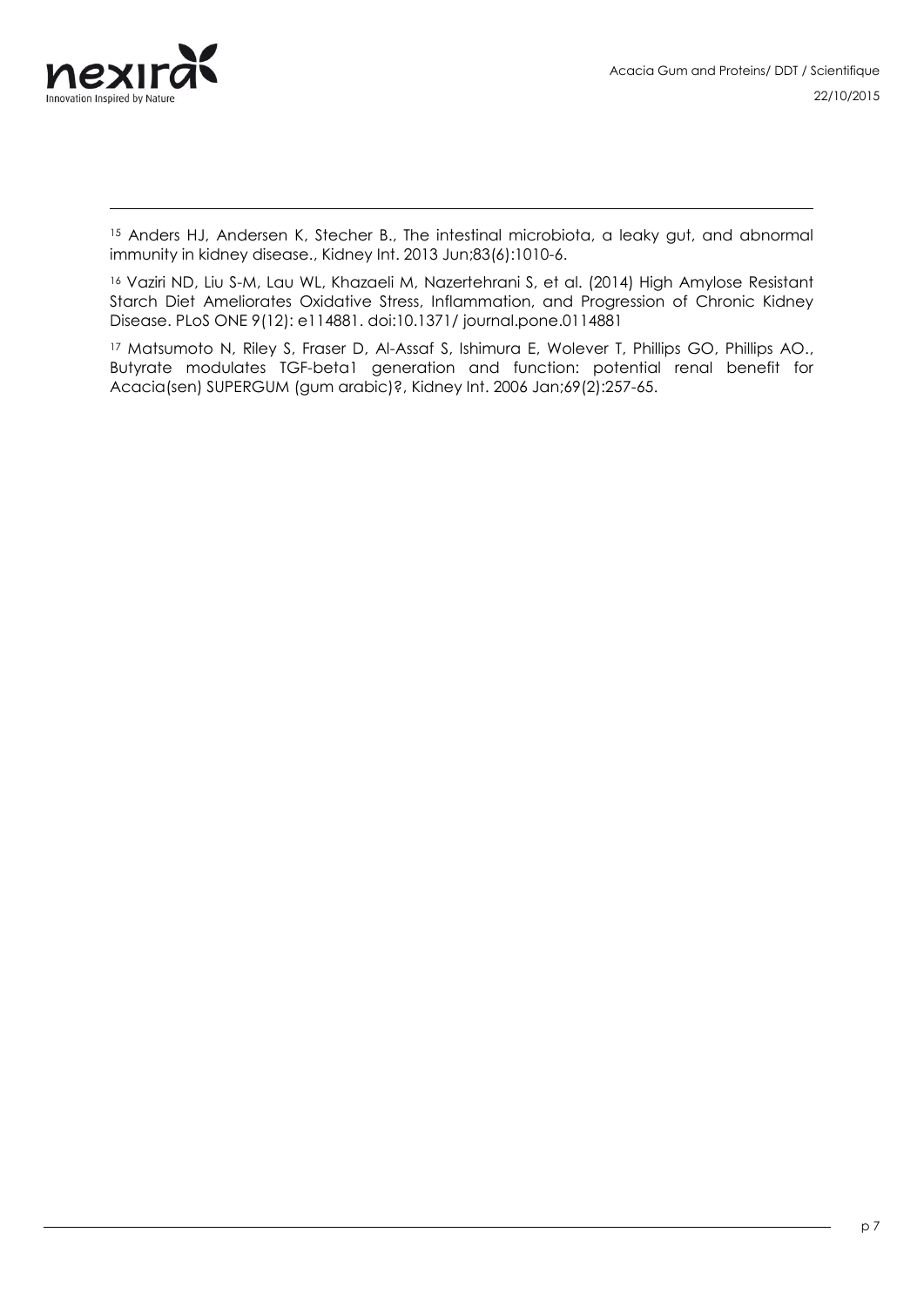[15] Anders HJ, Andersen K, Stecher B., The intestinal microbiota, a leaky gut, and abnormal immunity in kidney disease., Kidney Int. 2013 Jun;83(6):1010-6.

[16] Vaziri ND, Liu S-M, Lau WL, Khazaeli M, Nazertehrani S, et al. (2014) High Amylose Resistant Starch Diet Ameliorates Oxidative Stress, Inflammation, and Progression of Chronic Kidney Disease. PLoS ONE 9(12): e114881. doi:10.1371/ journal.pone.0114881

[17] Matsumoto N, Riley S, Fraser D, Al-Assaf S, Ishimura E, Wolever T, Phillips GO, Phillips AO., Butyrate modulates TGF-beta1 generation and function: potential renal benefit for Acacia(sen) SUPERGUM (gum arabic)?, Kidney Int. 2006 Jan;69(2):257-65.